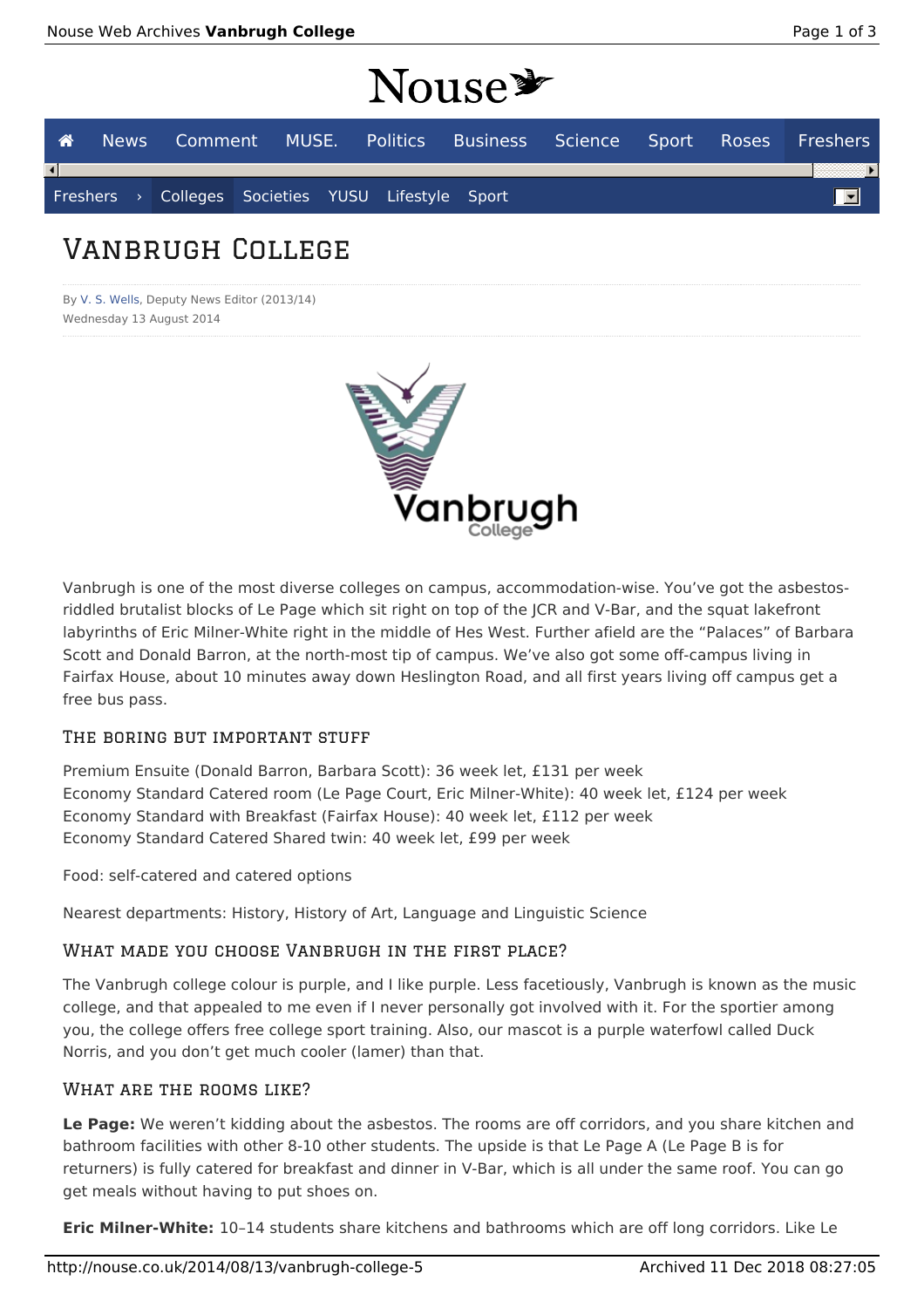# Vanbrugh College

By V. S. Wells, Deputy News Editor (2013/14)
Wednesday 13 August 2014

Vanbrugh is one of the most diverse colleges on campus, accommodation-wise. You've got the asbestos-riddled brutalist blocks of Le Page which sit right on top of the JCR and V-Bar, and the squat lakefront labyrinths of Eric Milner-White right in the middle of Hes West. Further afield are the "Palaces" of Barbara Scott and Donald Barron, at the north-most tip of campus. We've also got some off-campus living in Fairfax House, about 10 minutes away down Heslington Road, and all first years living off campus get a free bus pass.

## The boring but important stuff

Premium Ensuite (Donald Barron, Barbara Scott): 36 week let, £131 per week
Economy Standard Catered room (Le Page Court, Eric Milner-White): 40 week let, £124 per week
Economy Standard with Breakfast (Fairfax House): 40 week let, £112 per week
Economy Standard Catered Shared twin: 40 week let, £99 per week

Food: self-catered and catered options

Nearest departments: History, History of Art, Language and Linguistic Science

## What made you choose Vanbrugh in the first place?

The Vanbrugh college colour is purple, and I like purple. Less facetiously, Vanbrugh is known as the music college, and that appealed to me even if I never personally got involved with it. For the sportier among you, the college offers free college sport training. Also, our mascot is a purple waterfowl called Duck Norris, and you don't get much cooler (lamer) than that.

## What are the rooms like?

**Le Page:** We weren't kidding about the asbestos. The rooms are off corridors, and you share kitchen and bathroom facilities with other 8-10 other students. The upside is that Le Page A (Le Page B is for returners) is fully catered for breakfast and dinner in V-Bar, which is all under the same roof. You can go get meals without having to put shoes on.

**Eric Milner-White:** 10–14 students share kitchens and bathrooms which are off long corridors. Like Le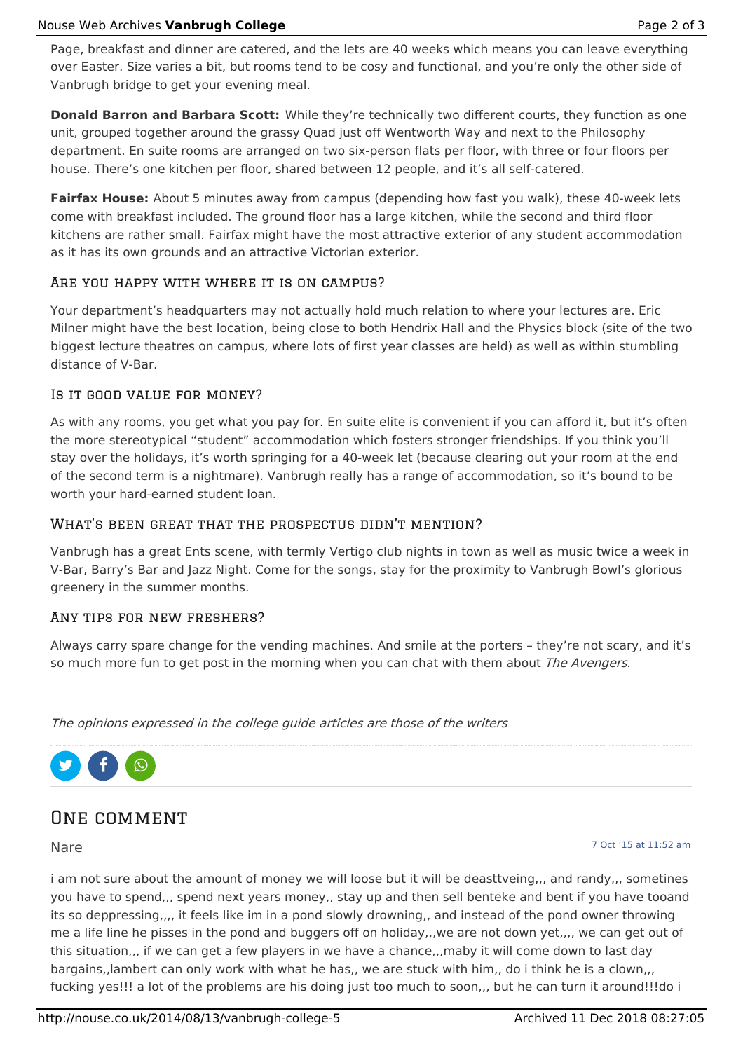Page, breakfast and dinner are catered, and the lets are 40 weeks which means you can leave everything over Easter. Size varies a bit, but rooms tend to be cosy and functional, and you're only the other side of Vanbrugh bridge to get your evening meal.

**Donald Barron and Barbara Scott:** While they're technically two different courts, they function as one unit, grouped together around the grassy Quad just off Wentworth Way and next to the Philosophy department. En suite rooms are arranged on two six-person flats per floor, with three or four floors per house. There's one kitchen per floor, shared between 12 people, and it's all self-catered.

**Fairfax House:** About 5 minutes away from campus (depending how fast you walk), these 40-week lets come with breakfast included. The ground floor has a large kitchen, while the second and third floor kitchens are rather small. Fairfax might have the most attractive exterior of any student accommodation as it has its own grounds and an attractive Victorian exterior.

### Are you happy with where it is on campus?

Your department's headquarters may not actually hold much relation to where your lectures are. Eric Milner might have the best location, being close to both Hendrix Hall and the Physics block (site of the two biggest lecture theatres on campus, where lots of first year classes are held) as well as within stumbling distance of V-Bar.

### Is it good value for money?

As with any rooms, you get what you pay for. En suite elite is convenient if you can afford it, but it's often the more stereotypical "student" accommodation which fosters stronger friendships. If you think you'll stay over the holidays, it's worth springing for a 40-week let (because clearing out your room at the end of the second term is a nightmare). Vanbrugh really has a range of accommodation, so it's bound to be worth your hard-earned student loan.

### What's been great that the prospectus didn't mention?

Vanbrugh has a great Ents scene, with termly Vertigo club nights in town as well as music twice a week in V-Bar, Barry's Bar and Jazz Night. Come for the songs, stay for the proximity to Vanbrugh Bowl's glorious greenery in the summer months.

### Any tips for new freshers?

Always carry spare change for the vending machines. And smile at the porters – they're not scary, and it's so much more fun to get post in the morning when you can chat with them about *The Avengers*.

*The opinions expressed in the college guide articles are those of the writers*

## One comment

Nare

7 Oct '15 at 11:52 am

i am not sure about the amount of money we will loose but it will be deasttveing,,, and randy,,, sometines you have to spend,,, spend next years money,, stay up and then sell benteke and bent if you have tooand its so deppressing,,,, it feels like im in a pond slowly drowning,, and instead of the pond owner throwing me a life line he pisses in the pond and buggers off on holiday,,,we are not down yet,,,, we can get out of this situation,,, if we can get a few players in we have a chance,,,maby it will come down to last day bargains,,lambert can only work with what he has,, we are stuck with him,, do i think he is a clown,,, fucking yes!!! a lot of the problems are his doing just too much to soon,,, but he can turn it around!!!do i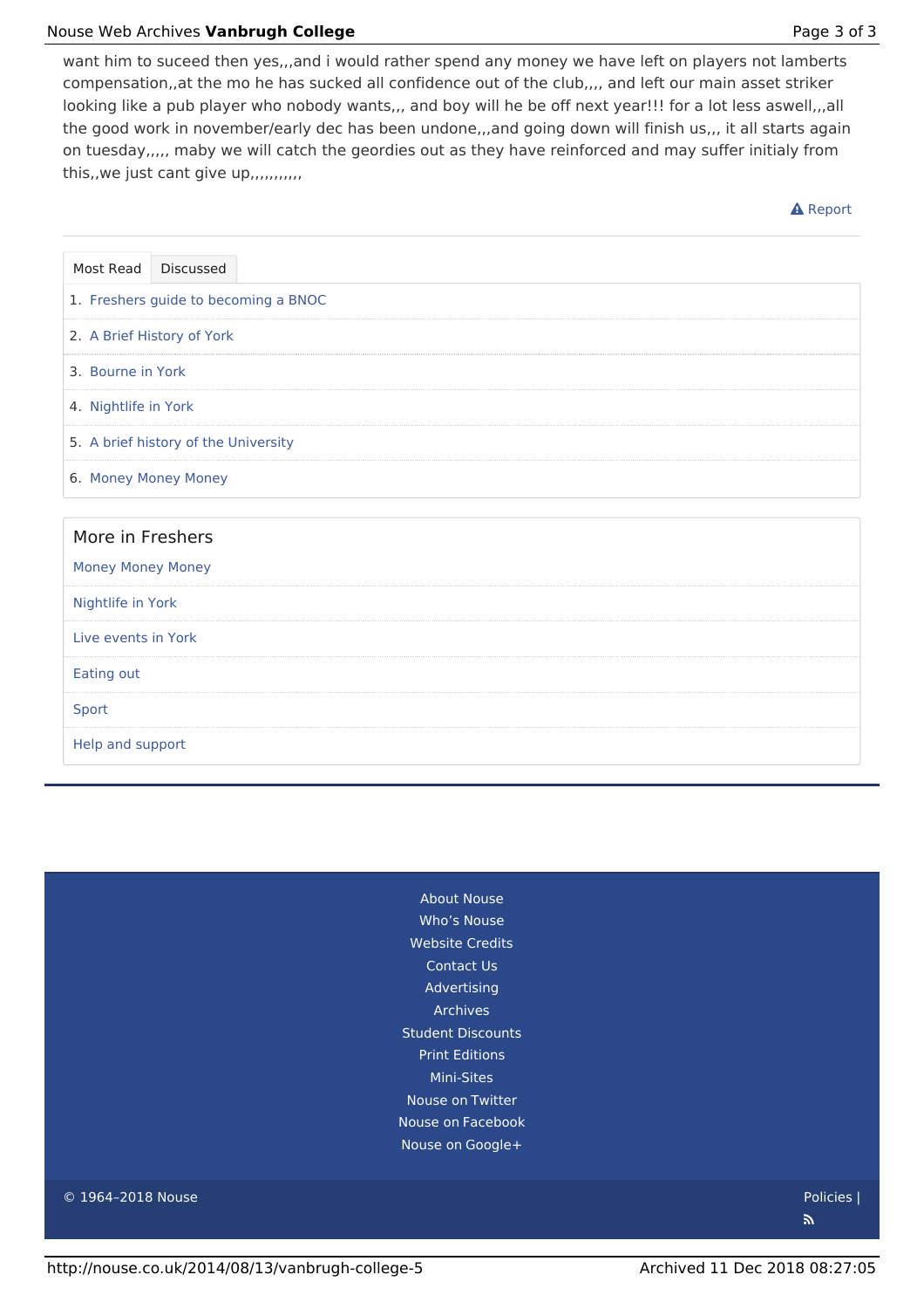want him to suceed then yes,,,and i would rather spend any money we have left on players not lamberts compensation,,at the mo he has sucked all confidence out of the club,,,, and left our main asset striker looking like a pub player who nobody wants,,, and boy will he be off next year!!! for a lot less aswell,,,all the good work in november/early dec has been undone,,,and going down will finish us,,, it all starts again on tuesday,,,,, maby we will catch the geordies out as they have reinforced and may suffer initialy from this,,we just cant give up,,,,,,,,,,,

Report

Most Read | Discussed

1. Freshers guide to becoming a BNOC
2. A Brief History of York
3. Bourne in York
4. Nightlife in York
5. A brief history of the University
6. Money Money Money

## More in Freshers

- Money Money Money
- Nightlife in York
- Live events in York
- Eating out
- Sport
- Help and support

About Nouse
Who's Nouse
Website Credits
Contact Us
Advertising
Archives
Student Discounts
Print Editions
Mini-Sites
Nouse on Twitter
Nouse on Facebook
Nouse on Google+

© 1964–2018 Nouse

Policies |